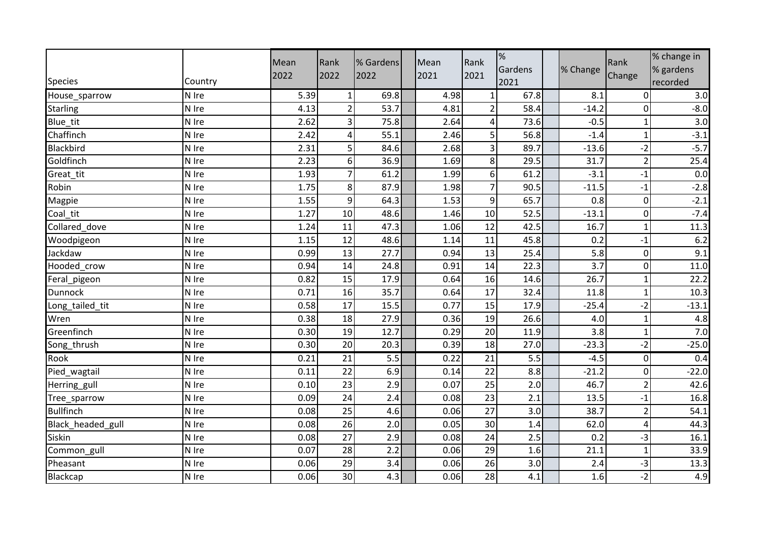| Species | Country | Mean 2022 | Rank 2022 | % Gardens 2022 | Mean 2021 | Rank 2021 | % Gardens 2021 | % Change | Rank Change | % change in % gardens recorded |
|---|---|---|---|---|---|---|---|---|---|---|
| House_sparrow | N Ire | 5.39 | 1 | 69.8 | 4.98 | 1 | 67.8 | 8.1 | 0 | 3.0 |
| Starling | N Ire | 4.13 | 2 | 53.7 | 4.81 | 2 | 58.4 | -14.2 | 0 | -8.0 |
| Blue_tit | N Ire | 2.62 | 3 | 75.8 | 2.64 | 4 | 73.6 | -0.5 | 1 | 3.0 |
| Chaffinch | N Ire | 2.42 | 4 | 55.1 | 2.46 | 5 | 56.8 | -1.4 | 1 | -3.1 |
| Blackbird | N Ire | 2.31 | 5 | 84.6 | 2.68 | 3 | 89.7 | -13.6 | -2 | -5.7 |
| Goldfinch | N Ire | 2.23 | 6 | 36.9 | 1.69 | 8 | 29.5 | 31.7 | 2 | 25.4 |
| Great_tit | N Ire | 1.93 | 7 | 61.2 | 1.99 | 6 | 61.2 | -3.1 | -1 | 0.0 |
| Robin | N Ire | 1.75 | 8 | 87.9 | 1.98 | 7 | 90.5 | -11.5 | -1 | -2.8 |
| Magpie | N Ire | 1.55 | 9 | 64.3 | 1.53 | 9 | 65.7 | 0.8 | 0 | -2.1 |
| Coal_tit | N Ire | 1.27 | 10 | 48.6 | 1.46 | 10 | 52.5 | -13.1 | 0 | -7.4 |
| Collared_dove | N Ire | 1.24 | 11 | 47.3 | 1.06 | 12 | 42.5 | 16.7 | 1 | 11.3 |
| Woodpigeon | N Ire | 1.15 | 12 | 48.6 | 1.14 | 11 | 45.8 | 0.2 | -1 | 6.2 |
| Jackdaw | N Ire | 0.99 | 13 | 27.7 | 0.94 | 13 | 25.4 | 5.8 | 0 | 9.1 |
| Hooded_crow | N Ire | 0.94 | 14 | 24.8 | 0.91 | 14 | 22.3 | 3.7 | 0 | 11.0 |
| Feral_pigeon | N Ire | 0.82 | 15 | 17.9 | 0.64 | 16 | 14.6 | 26.7 | 1 | 22.2 |
| Dunnock | N Ire | 0.71 | 16 | 35.7 | 0.64 | 17 | 32.4 | 11.8 | 1 | 10.3 |
| Long_tailed_tit | N Ire | 0.58 | 17 | 15.5 | 0.77 | 15 | 17.9 | -25.4 | -2 | -13.1 |
| Wren | N Ire | 0.38 | 18 | 27.9 | 0.36 | 19 | 26.6 | 4.0 | 1 | 4.8 |
| Greenfinch | N Ire | 0.30 | 19 | 12.7 | 0.29 | 20 | 11.9 | 3.8 | 1 | 7.0 |
| Song_thrush | N Ire | 0.30 | 20 | 20.3 | 0.39 | 18 | 27.0 | -23.3 | -2 | -25.0 |
| Rook | N Ire | 0.21 | 21 | 5.5 | 0.22 | 21 | 5.5 | -4.5 | 0 | 0.4 |
| Pied_wagtail | N Ire | 0.11 | 22 | 6.9 | 0.14 | 22 | 8.8 | -21.2 | 0 | -22.0 |
| Herring_gull | N Ire | 0.10 | 23 | 2.9 | 0.07 | 25 | 2.0 | 46.7 | 2 | 42.6 |
| Tree_sparrow | N Ire | 0.09 | 24 | 2.4 | 0.08 | 23 | 2.1 | 13.5 | -1 | 16.8 |
| Bullfinch | N Ire | 0.08 | 25 | 4.6 | 0.06 | 27 | 3.0 | 38.7 | 2 | 54.1 |
| Black_headed_gull | N Ire | 0.08 | 26 | 2.0 | 0.05 | 30 | 1.4 | 62.0 | 4 | 44.3 |
| Siskin | N Ire | 0.08 | 27 | 2.9 | 0.08 | 24 | 2.5 | 0.2 | -3 | 16.1 |
| Common_gull | N Ire | 0.07 | 28 | 2.2 | 0.06 | 29 | 1.6 | 21.1 | 1 | 33.9 |
| Pheasant | N Ire | 0.06 | 29 | 3.4 | 0.06 | 26 | 3.0 | 2.4 | -3 | 13.3 |
| Blackcap | N Ire | 0.06 | 30 | 4.3 | 0.06 | 28 | 4.1 | 1.6 | -2 | 4.9 |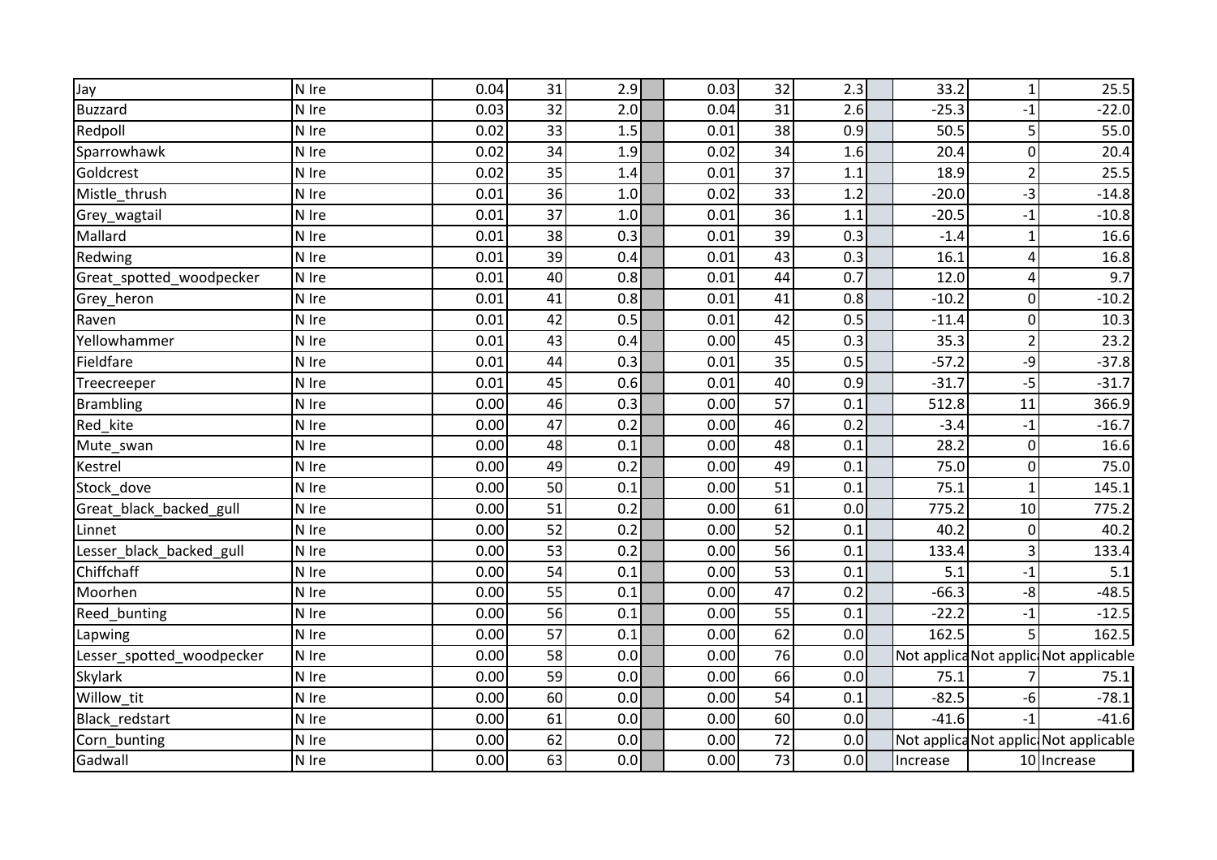| | | | | | | | | | | | | |
|---|---|---|---|---|---|---|---|---|---|---|---|---|
| Jay | N Ire | 0.04 | 31 | 2.9 | | 0.03 | 32 | 2.3 | | 33.2 | 1 | 25.5 |
| Buzzard | N Ire | 0.03 | 32 | 2.0 | | 0.04 | 31 | 2.6 | | -25.3 | -1 | -22.0 |
| Redpoll | N Ire | 0.02 | 33 | 1.5 | | 0.01 | 38 | 0.9 | | 50.5 | 5 | 55.0 |
| Sparrowhawk | N Ire | 0.02 | 34 | 1.9 | | 0.02 | 34 | 1.6 | | 20.4 | 0 | 20.4 |
| Goldcrest | N Ire | 0.02 | 35 | 1.4 | | 0.01 | 37 | 1.1 | | 18.9 | 2 | 25.5 |
| Mistle_thrush | N Ire | 0.01 | 36 | 1.0 | | 0.02 | 33 | 1.2 | | -20.0 | -3 | -14.8 |
| Grey_wagtail | N Ire | 0.01 | 37 | 1.0 | | 0.01 | 36 | 1.1 | | -20.5 | -1 | -10.8 |
| Mallard | N Ire | 0.01 | 38 | 0.3 | | 0.01 | 39 | 0.3 | | -1.4 | 1 | 16.6 |
| Redwing | N Ire | 0.01 | 39 | 0.4 | | 0.01 | 43 | 0.3 | | 16.1 | 4 | 16.8 |
| Great_spotted_woodpecker | N Ire | 0.01 | 40 | 0.8 | | 0.01 | 44 | 0.7 | | 12.0 | 4 | 9.7 |
| Grey_heron | N Ire | 0.01 | 41 | 0.8 | | 0.01 | 41 | 0.8 | | -10.2 | 0 | -10.2 |
| Raven | N Ire | 0.01 | 42 | 0.5 | | 0.01 | 42 | 0.5 | | -11.4 | 0 | 10.3 |
| Yellowhammer | N Ire | 0.01 | 43 | 0.4 | | 0.00 | 45 | 0.3 | | 35.3 | 2 | 23.2 |
| Fieldfare | N Ire | 0.01 | 44 | 0.3 | | 0.01 | 35 | 0.5 | | -57.2 | -9 | -37.8 |
| Treecreeper | N Ire | 0.01 | 45 | 0.6 | | 0.01 | 40 | 0.9 | | -31.7 | -5 | -31.7 |
| Brambling | N Ire | 0.00 | 46 | 0.3 | | 0.00 | 57 | 0.1 | | 512.8 | 11 | 366.9 |
| Red_kite | N Ire | 0.00 | 47 | 0.2 | | 0.00 | 46 | 0.2 | | -3.4 | -1 | -16.7 |
| Mute_swan | N Ire | 0.00 | 48 | 0.1 | | 0.00 | 48 | 0.1 | | 28.2 | 0 | 16.6 |
| Kestrel | N Ire | 0.00 | 49 | 0.2 | | 0.00 | 49 | 0.1 | | 75.0 | 0 | 75.0 |
| Stock_dove | N Ire | 0.00 | 50 | 0.1 | | 0.00 | 51 | 0.1 | | 75.1 | 1 | 145.1 |
| Great_black_backed_gull | N Ire | 0.00 | 51 | 0.2 | | 0.00 | 61 | 0.0 | | 775.2 | 10 | 775.2 |
| Linnet | N Ire | 0.00 | 52 | 0.2 | | 0.00 | 52 | 0.1 | | 40.2 | 0 | 40.2 |
| Lesser_black_backed_gull | N Ire | 0.00 | 53 | 0.2 | | 0.00 | 56 | 0.1 | | 133.4 | 3 | 133.4 |
| Chiffchaff | N Ire | 0.00 | 54 | 0.1 | | 0.00 | 53 | 0.1 | | 5.1 | -1 | 5.1 |
| Moorhen | N Ire | 0.00 | 55 | 0.1 | | 0.00 | 47 | 0.2 | | -66.3 | -8 | -48.5 |
| Reed_bunting | N Ire | 0.00 | 56 | 0.1 | | 0.00 | 55 | 0.1 | | -22.2 | -1 | -12.5 |
| Lapwing | N Ire | 0.00 | 57 | 0.1 | | 0.00 | 62 | 0.0 | | 162.5 | 5 | 162.5 |
| Lesser_spotted_woodpecker | N Ire | 0.00 | 58 | 0.0 | | 0.00 | 76 | 0.0 | | Not applica | Not applic | Not applicable |
| Skylark | N Ire | 0.00 | 59 | 0.0 | | 0.00 | 66 | 0.0 | | 75.1 | 7 | 75.1 |
| Willow_tit | N Ire | 0.00 | 60 | 0.0 | | 0.00 | 54 | 0.1 | | -82.5 | -6 | -78.1 |
| Black_redstart | N Ire | 0.00 | 61 | 0.0 | | 0.00 | 60 | 0.0 | | -41.6 | -1 | -41.6 |
| Corn_bunting | N Ire | 0.00 | 62 | 0.0 | | 0.00 | 72 | 0.0 | | Not applica | Not applic | Not applicable |
| Gadwall | N Ire | 0.00 | 63 | 0.0 | | 0.00 | 73 | 0.0 | | Increase | 10 | Increase |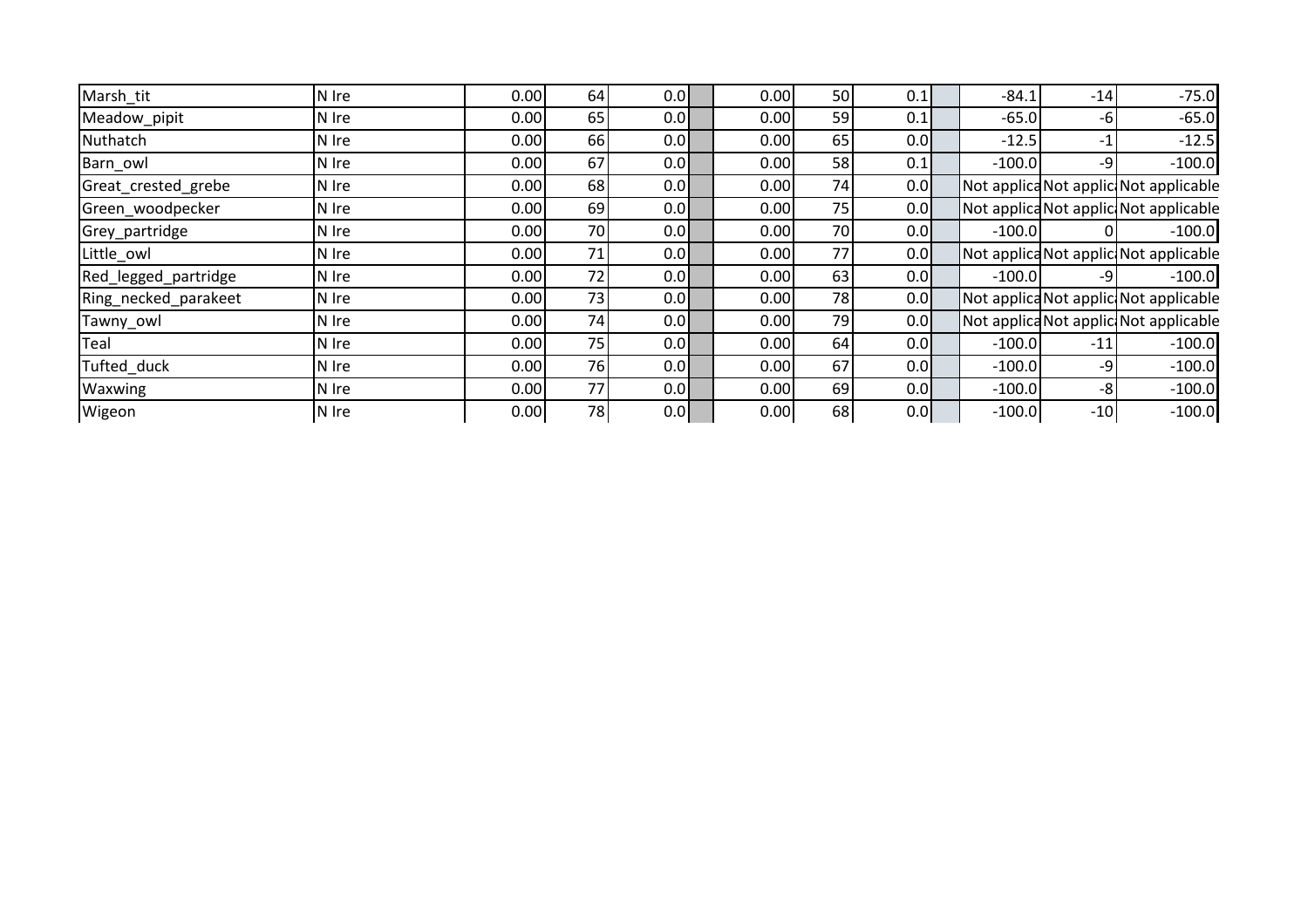| | | | | | | | | | | | | | |
|---|---|---|---|---|---|---|---|---|---|---|---|---|---|
| Marsh_tit | N Ire | 0.00 | 64 | 0.0 | | 0.00 | 50 | 0.1 | | -84.1 | -14 | -75.0 |
| Meadow_pipit | N Ire | 0.00 | 65 | 0.0 | | 0.00 | 59 | 0.1 | | -65.0 | -6 | -65.0 |
| Nuthatch | N Ire | 0.00 | 66 | 0.0 | | 0.00 | 65 | 0.0 | | -12.5 | -1 | -12.5 |
| Barn_owl | N Ire | 0.00 | 67 | 0.0 | | 0.00 | 58 | 0.1 | | -100.0 | -9 | -100.0 |
| Great_crested_grebe | N Ire | 0.00 | 68 | 0.0 | | 0.00 | 74 | 0.0 | | Not applica | Not applic | Not applicable |
| Green_woodpecker | N Ire | 0.00 | 69 | 0.0 | | 0.00 | 75 | 0.0 | | Not applica | Not applic | Not applicable |
| Grey_partridge | N Ire | 0.00 | 70 | 0.0 | | 0.00 | 70 | 0.0 | | -100.0 | 0 | -100.0 |
| Little_owl | N Ire | 0.00 | 71 | 0.0 | | 0.00 | 77 | 0.0 | | Not applica | Not applic | Not applicable |
| Red_legged_partridge | N Ire | 0.00 | 72 | 0.0 | | 0.00 | 63 | 0.0 | | -100.0 | -9 | -100.0 |
| Ring_necked_parakeet | N Ire | 0.00 | 73 | 0.0 | | 0.00 | 78 | 0.0 | | Not applica | Not applic | Not applicable |
| Tawny_owl | N Ire | 0.00 | 74 | 0.0 | | 0.00 | 79 | 0.0 | | Not applica | Not applic | Not applicable |
| Teal | N Ire | 0.00 | 75 | 0.0 | | 0.00 | 64 | 0.0 | | -100.0 | -11 | -100.0 |
| Tufted_duck | N Ire | 0.00 | 76 | 0.0 | | 0.00 | 67 | 0.0 | | -100.0 | -9 | -100.0 |
| Waxwing | N Ire | 0.00 | 77 | 0.0 | | 0.00 | 69 | 0.0 | | -100.0 | -8 | -100.0 |
| Wigeon | N Ire | 0.00 | 78 | 0.0 | | 0.00 | 68 | 0.0 | | -100.0 | -10 | -100.0 |